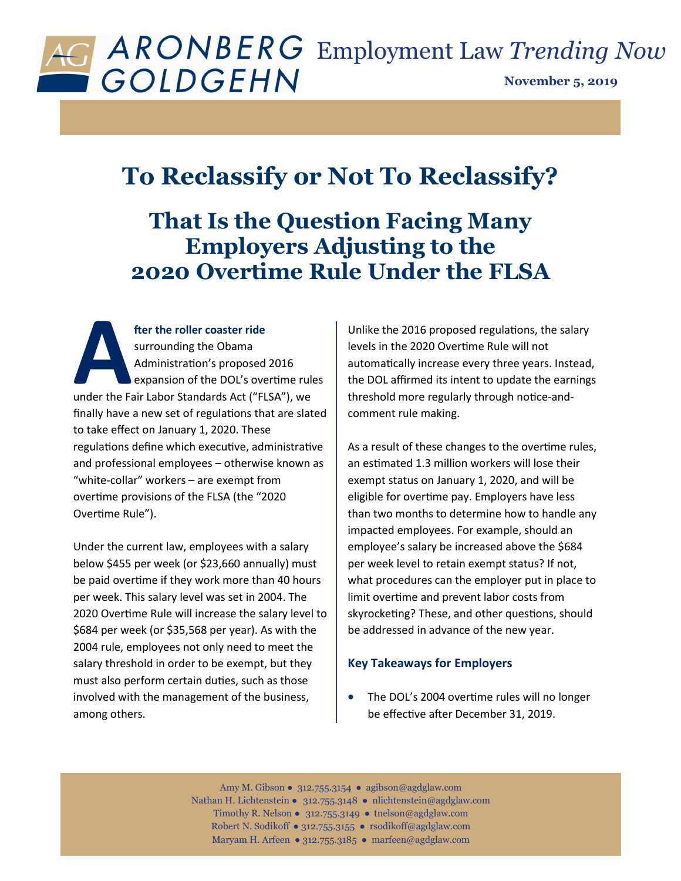ARONBERG GOLDGEHN Employment Law *Trending Now*

**November 5, 2019**

# To Reclassify or Not To Reclassify?

## That Is the Question Facing Many Employers Adjusting to the 2020 Overtime Rule Under the FLSA

**After the roller coaster ride** surrounding the Obama Administration's proposed 2016 expansion of the DOL's overtime rules under the Fair Labor Standards Act ("FLSA"), we finally have a new set of regulations that are slated to take effect on January 1, 2020. These regulations define which executive, administrative and professional employees – otherwise known as "white-collar" workers – are exempt from overtime provisions of the FLSA (the "2020 Overtime Rule").

Under the current law, employees with a salary below $455 per week (or $23,660 annually) must be paid overtime if they work more than 40 hours per week. This salary level was set in 2004. The 2020 Overtime Rule will increase the salary level to $684 per week (or $35,568 per year). As with the 2004 rule, employees not only need to meet the salary threshold in order to be exempt, but they must also perform certain duties, such as those involved with the management of the business, among others.

Unlike the 2016 proposed regulations, the salary levels in the 2020 Overtime Rule will not automatically increase every three years. Instead, the DOL affirmed its intent to update the earnings threshold more regularly through notice-and-comment rule making.

As a result of these changes to the overtime rules, an estimated 1.3 million workers will lose their exempt status on January 1, 2020, and will be eligible for overtime pay. Employers have less than two months to determine how to handle any impacted employees. For example, should an employee's salary be increased above the $684 per week level to retain exempt status? If not, what procedures can the employer put in place to limit overtime and prevent labor costs from skyrocketing? These, and other questions, should be addressed in advance of the new year.

### Key Takeaways for Employers

- The DOL's 2004 overtime rules will no longer be effective after December 31, 2019.

Amy M. Gibson ● 312.755.3154 ● agibson@agdglaw.com
Nathan H. Lichtenstein ● 312.755.3148 ● nlichtenstein@agdglaw.com
Timothy R. Nelson ● 312.755.3149 ● tnelson@agdglaw.com
Robert N. Sodikoff ● 312.755.3155 ● rsodikoff@agdglaw.com
Maryam H. Arfeen ● 312.755.3185 ● marfeen@agdglaw.com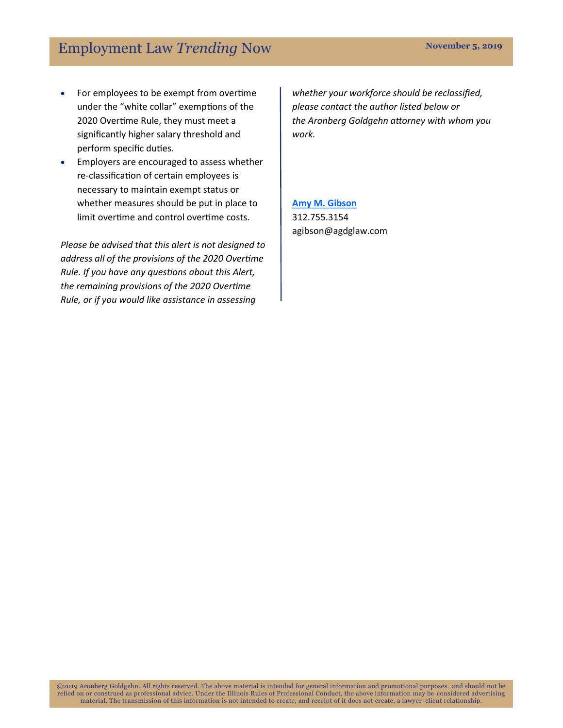- For employees to be exempt from overtime under the "white collar" exemptions of the 2020 Overtime Rule, they must meet a significantly higher salary threshold and perform specific duties.
- Employers are encouraged to assess whether re-classification of certain employees is necessary to maintain exempt status or whether measures should be put in place to limit overtime and control overtime costs.

*Please be advised that this alert is not designed to address all of the provisions of the 2020 Overtime Rule. If you have any questions about this Alert, the remaining provisions of the 2020 Overtime Rule, or if you would like assistance in assessing whether your workforce should be reclassified, please contact the author listed below or the Aronberg Goldgehn attorney with whom you work.*

**Amy M. Gibson**
312.755.3154
agibson@agdglaw.com

©2019 Aronberg Goldgehn. All rights reserved. The above material is intended for general information and promotional purposes, and should not be relied on or construed as professional advice. Under the Illinois Rules of Professional Conduct, the above information may be considered advertising material. The transmission of this information is not intended to create, and receipt of it does not create, a lawyer-client relationship.